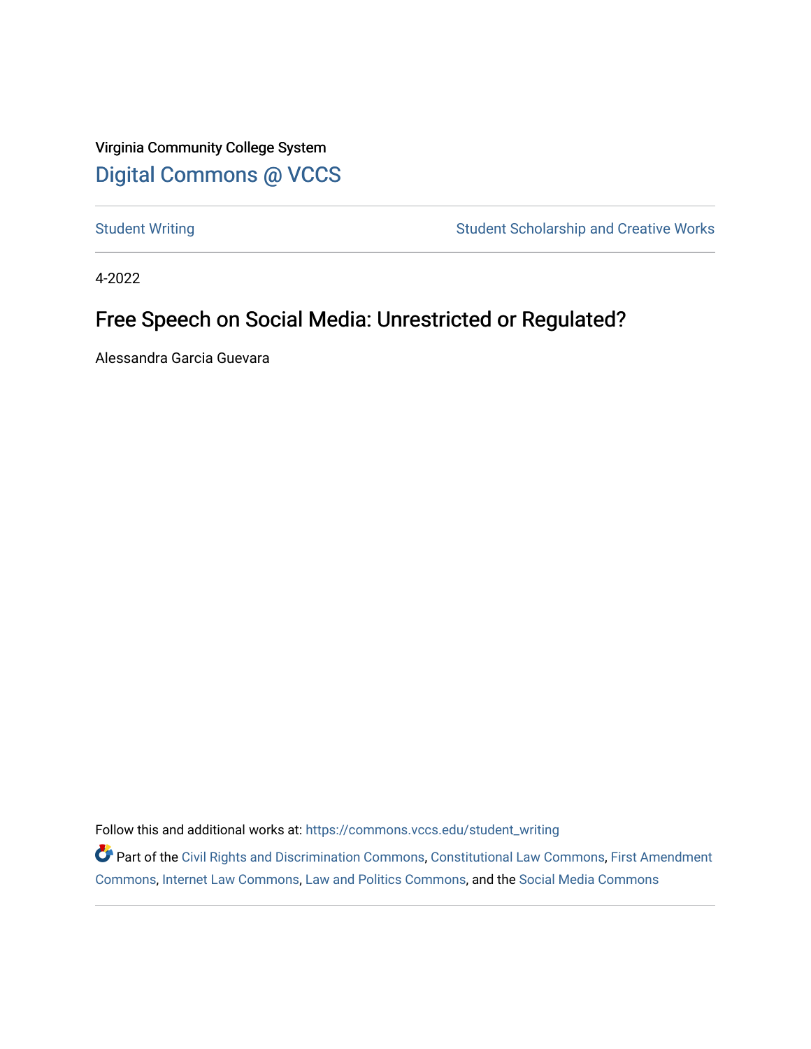Virginia Community College System

Digital Commons @ VCCS

Student Writing | Student Scholarship and Creative Works

4-2022

# Free Speech on Social Media: Unrestricted or Regulated?

Alessandra Garcia Guevara

Follow this and additional works at: https://commons.vccs.edu/student_writing

Part of the Civil Rights and Discrimination Commons, Constitutional Law Commons, First Amendment Commons, Internet Law Commons, Law and Politics Commons, and the Social Media Commons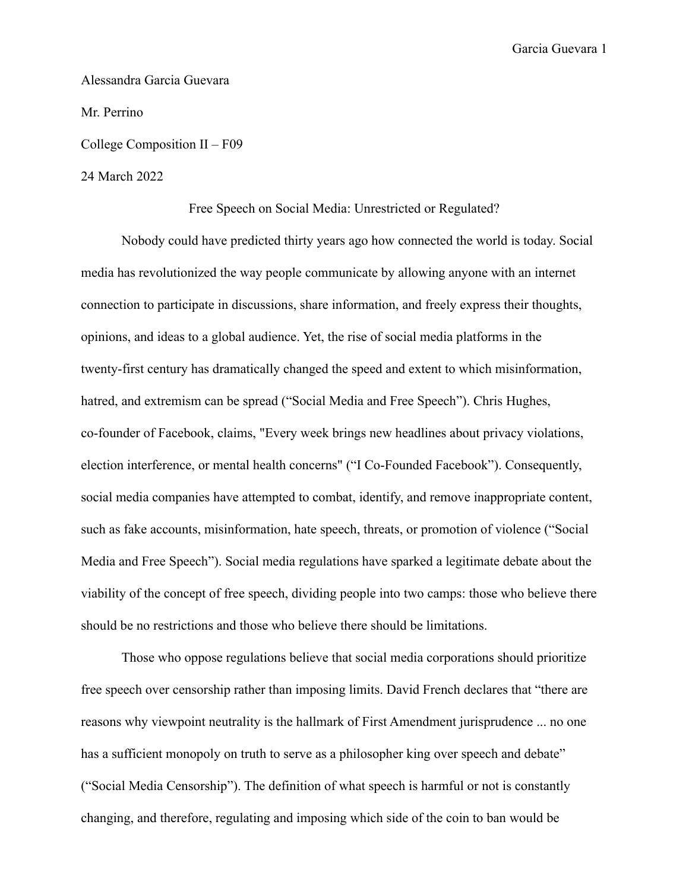Alessandra Garcia Guevara

Mr. Perrino

College Composition II – F09

24 March 2022

Free Speech on Social Media: Unrestricted or Regulated?

Nobody could have predicted thirty years ago how connected the world is today. Social media has revolutionized the way people communicate by allowing anyone with an internet connection to participate in discussions, share information, and freely express their thoughts, opinions, and ideas to a global audience. Yet, the rise of social media platforms in the twenty-first century has dramatically changed the speed and extent to which misinformation, hatred, and extremism can be spread ("Social Media and Free Speech"). Chris Hughes, co-founder of Facebook, claims, "Every week brings new headlines about privacy violations, election interference, or mental health concerns" ("I Co-Founded Facebook"). Consequently, social media companies have attempted to combat, identify, and remove inappropriate content, such as fake accounts, misinformation, hate speech, threats, or promotion of violence ("Social Media and Free Speech"). Social media regulations have sparked a legitimate debate about the viability of the concept of free speech, dividing people into two camps: those who believe there should be no restrictions and those who believe there should be limitations.

Those who oppose regulations believe that social media corporations should prioritize free speech over censorship rather than imposing limits. David French declares that "there are reasons why viewpoint neutrality is the hallmark of First Amendment jurisprudence ... no one has a sufficient monopoly on truth to serve as a philosopher king over speech and debate" ("Social Media Censorship"). The definition of what speech is harmful or not is constantly changing, and therefore, regulating and imposing which side of the coin to ban would be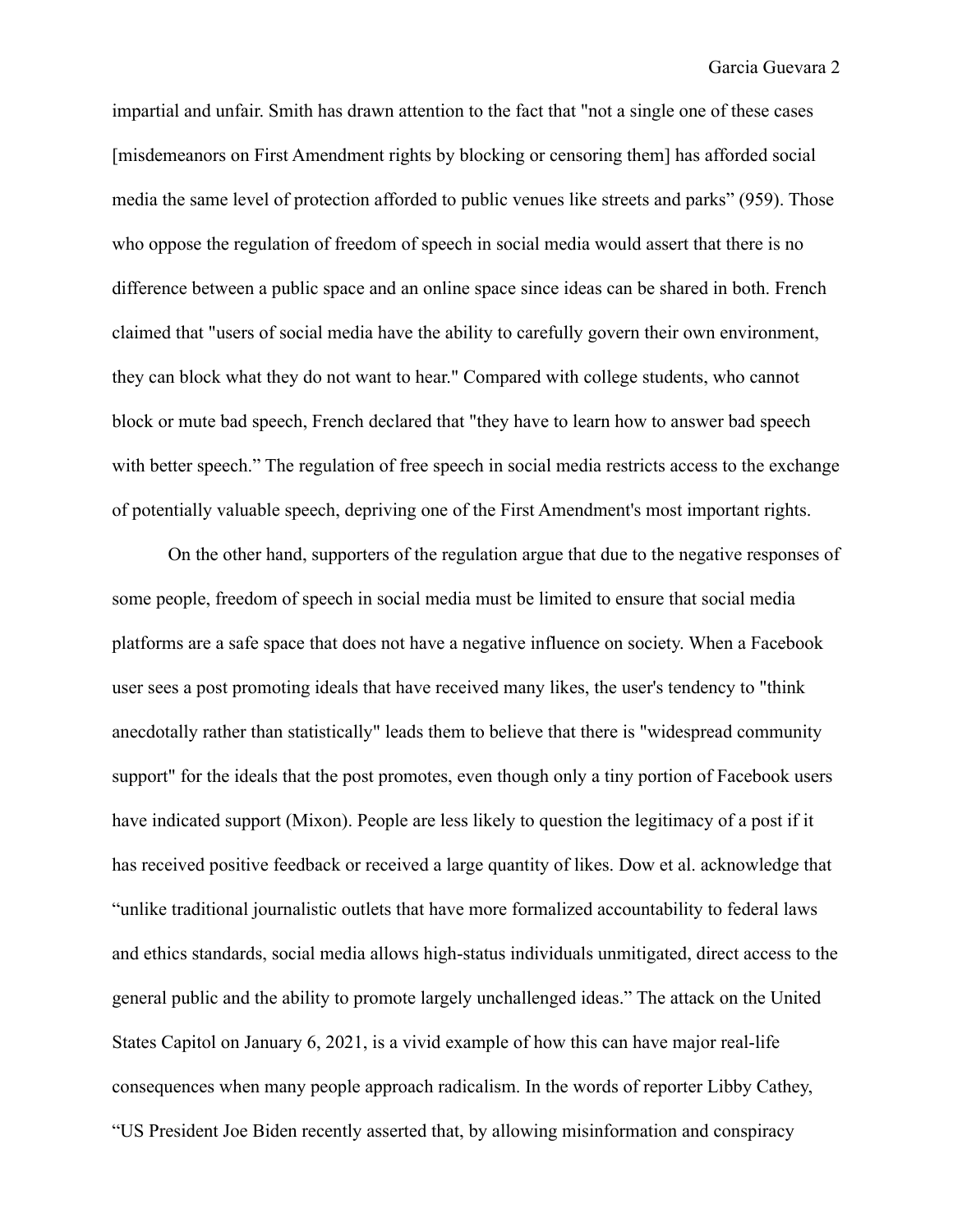impartial and unfair. Smith has drawn attention to the fact that "not a single one of these cases [misdemeanors on First Amendment rights by blocking or censoring them] has afforded social media the same level of protection afforded to public venues like streets and parks” (959). Those who oppose the regulation of freedom of speech in social media would assert that there is no difference between a public space and an online space since ideas can be shared in both. French claimed that "users of social media have the ability to carefully govern their own environment, they can block what they do not want to hear." Compared with college students, who cannot block or mute bad speech, French declared that "they have to learn how to answer bad speech with better speech.” The regulation of free speech in social media restricts access to the exchange of potentially valuable speech, depriving one of the First Amendment's most important rights.

On the other hand, supporters of the regulation argue that due to the negative responses of some people, freedom of speech in social media must be limited to ensure that social media platforms are a safe space that does not have a negative influence on society. When a Facebook user sees a post promoting ideals that have received many likes, the user's tendency to "think anecdotally rather than statistically" leads them to believe that there is "widespread community support" for the ideals that the post promotes, even though only a tiny portion of Facebook users have indicated support (Mixon). People are less likely to question the legitimacy of a post if it has received positive feedback or received a large quantity of likes. Dow et al. acknowledge that “unlike traditional journalistic outlets that have more formalized accountability to federal laws and ethics standards, social media allows high-status individuals unmitigated, direct access to the general public and the ability to promote largely unchallenged ideas.” The attack on the United States Capitol on January 6, 2021, is a vivid example of how this can have major real-life consequences when many people approach radicalism. In the words of reporter Libby Cathey, “US President Joe Biden recently asserted that, by allowing misinformation and conspiracy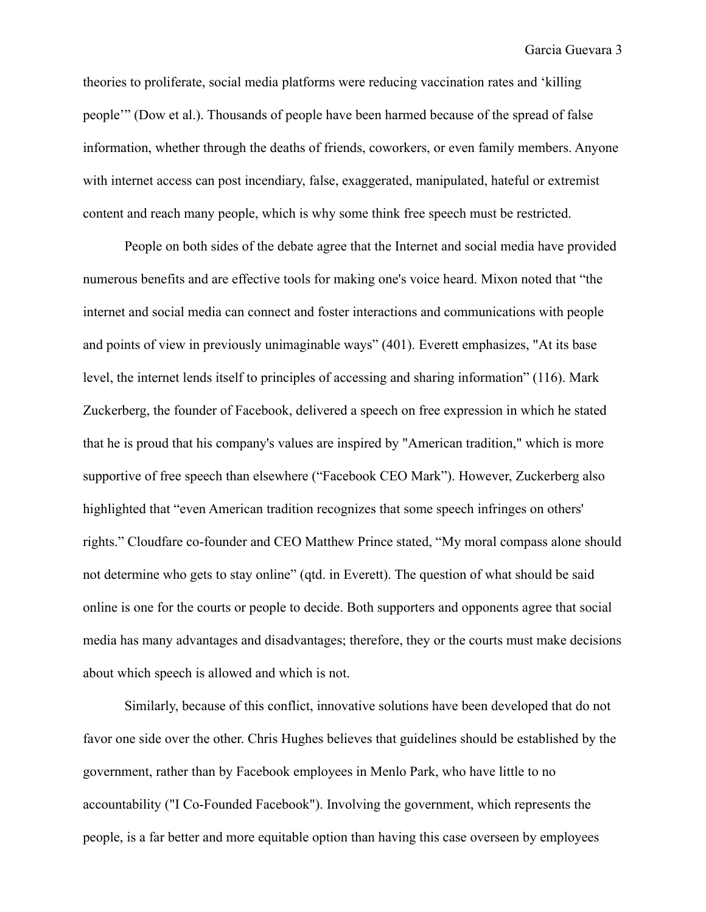theories to proliferate, social media platforms were reducing vaccination rates and 'killing people'" (Dow et al.). Thousands of people have been harmed because of the spread of false information, whether through the deaths of friends, coworkers, or even family members. Anyone with internet access can post incendiary, false, exaggerated, manipulated, hateful or extremist content and reach many people, which is why some think free speech must be restricted.

People on both sides of the debate agree that the Internet and social media have provided numerous benefits and are effective tools for making one's voice heard. Mixon noted that "the internet and social media can connect and foster interactions and communications with people and points of view in previously unimaginable ways" (401). Everett emphasizes, "At its base level, the internet lends itself to principles of accessing and sharing information" (116). Mark Zuckerberg, the founder of Facebook, delivered a speech on free expression in which he stated that he is proud that his company's values are inspired by "American tradition," which is more supportive of free speech than elsewhere ("Facebook CEO Mark"). However, Zuckerberg also highlighted that "even American tradition recognizes that some speech infringes on others' rights." Cloudfare co-founder and CEO Matthew Prince stated, "My moral compass alone should not determine who gets to stay online" (qtd. in Everett). The question of what should be said online is one for the courts or people to decide. Both supporters and opponents agree that social media has many advantages and disadvantages; therefore, they or the courts must make decisions about which speech is allowed and which is not.

Similarly, because of this conflict, innovative solutions have been developed that do not favor one side over the other. Chris Hughes believes that guidelines should be established by the government, rather than by Facebook employees in Menlo Park, who have little to no accountability ("I Co-Founded Facebook"). Involving the government, which represents the people, is a far better and more equitable option than having this case overseen by employees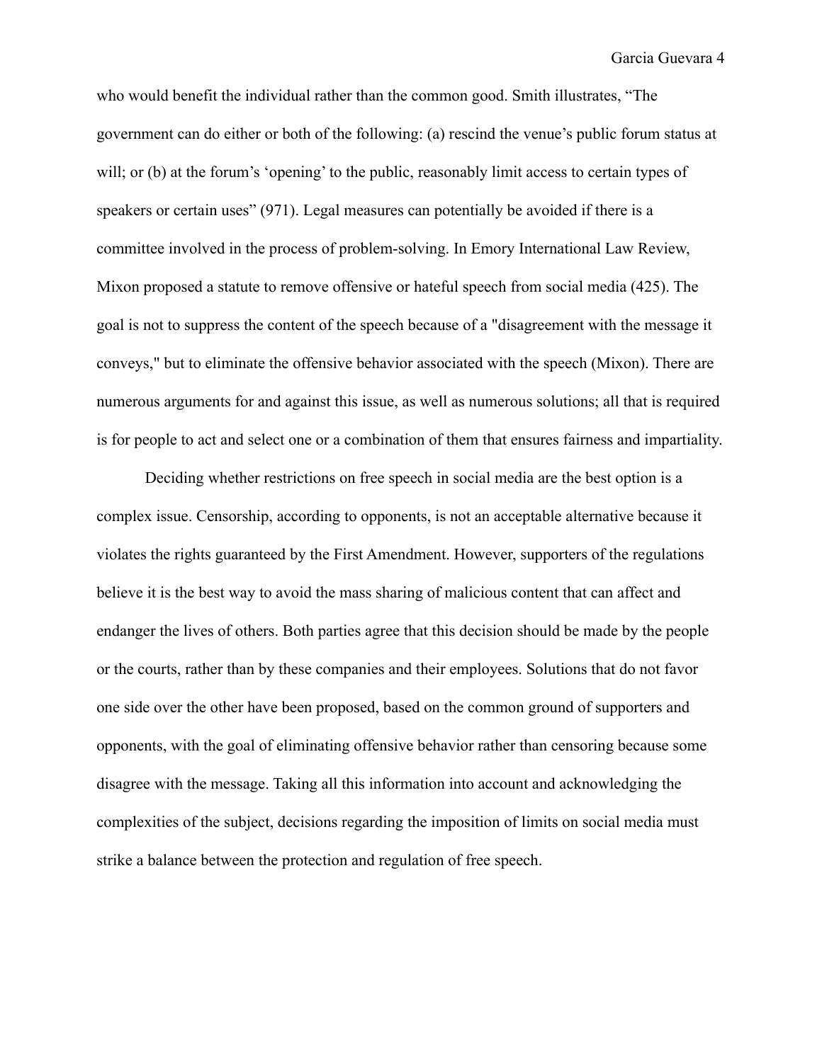who would benefit the individual rather than the common good. Smith illustrates, "The government can do either or both of the following: (a) rescind the venue's public forum status at will; or (b) at the forum's 'opening' to the public, reasonably limit access to certain types of speakers or certain uses" (971). Legal measures can potentially be avoided if there is a committee involved in the process of problem-solving. In Emory International Law Review, Mixon proposed a statute to remove offensive or hateful speech from social media (425). The goal is not to suppress the content of the speech because of a "disagreement with the message it conveys," but to eliminate the offensive behavior associated with the speech (Mixon). There are numerous arguments for and against this issue, as well as numerous solutions; all that is required is for people to act and select one or a combination of them that ensures fairness and impartiality.

Deciding whether restrictions on free speech in social media are the best option is a complex issue. Censorship, according to opponents, is not an acceptable alternative because it violates the rights guaranteed by the First Amendment. However, supporters of the regulations believe it is the best way to avoid the mass sharing of malicious content that can affect and endanger the lives of others. Both parties agree that this decision should be made by the people or the courts, rather than by these companies and their employees. Solutions that do not favor one side over the other have been proposed, based on the common ground of supporters and opponents, with the goal of eliminating offensive behavior rather than censoring because some disagree with the message. Taking all this information into account and acknowledging the complexities of the subject, decisions regarding the imposition of limits on social media must strike a balance between the protection and regulation of free speech.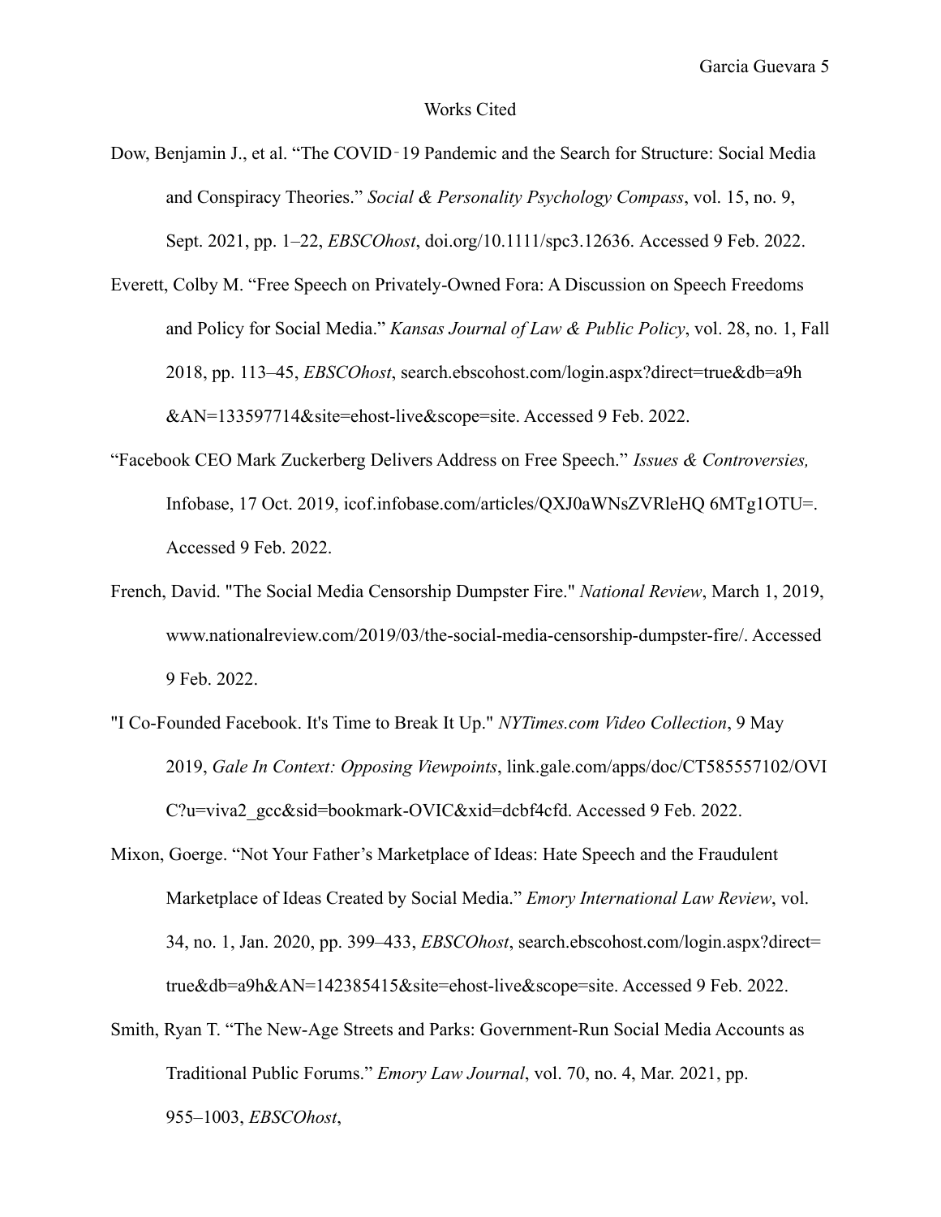# Works Cited

Dow, Benjamin J., et al. “The COVID‑19 Pandemic and the Search for Structure: Social Media and Conspiracy Theories.” *Social & Personality Psychology Compass*, vol. 15, no. 9, Sept. 2021, pp. 1–22, *EBSCOhost*, doi.org/10.1111/spc3.12636. Accessed 9 Feb. 2022.

Everett, Colby M. “Free Speech on Privately-Owned Fora: A Discussion on Speech Freedoms and Policy for Social Media.” *Kansas Journal of Law & Public Policy*, vol. 28, no. 1, Fall 2018, pp. 113–45, *EBSCOhost*, search.ebscohost.com/login.aspx?direct=true&db=a9h &AN=133597714&site=ehost-live&scope=site. Accessed 9 Feb. 2022.

“Facebook CEO Mark Zuckerberg Delivers Address on Free Speech.” *Issues & Controversies,* Infobase, 17 Oct. 2019, icof.infobase.com/articles/QXJ0aWNsZVRleHQ 6MTg1OTU=. Accessed 9 Feb. 2022.

French, David. "The Social Media Censorship Dumpster Fire." *National Review*, March 1, 2019, www.nationalreview.com/2019/03/the-social-media-censorship-dumpster-fire/. Accessed 9 Feb. 2022.

"I Co-Founded Facebook. It's Time to Break It Up." *NYTimes.com Video Collection*, 9 May 2019, *Gale In Context: Opposing Viewpoints*, link.gale.com/apps/doc/CT585557102/OVIC?u=viva2_gcc&sid=bookmark-OVIC&xid=dcbf4cfd. Accessed 9 Feb. 2022.

Mixon, Goerge. “Not Your Father’s Marketplace of Ideas: Hate Speech and the Fraudulent Marketplace of Ideas Created by Social Media.” *Emory International Law Review*, vol. 34, no. 1, Jan. 2020, pp. 399–433, *EBSCOhost*, search.ebscohost.com/login.aspx?direct=true&db=a9h&AN=142385415&site=ehost-live&scope=site. Accessed 9 Feb. 2022.

Smith, Ryan T. “The New-Age Streets and Parks: Government-Run Social Media Accounts as Traditional Public Forums.” *Emory Law Journal*, vol. 70, no. 4, Mar. 2021, pp. 955–1003, *EBSCOhost*,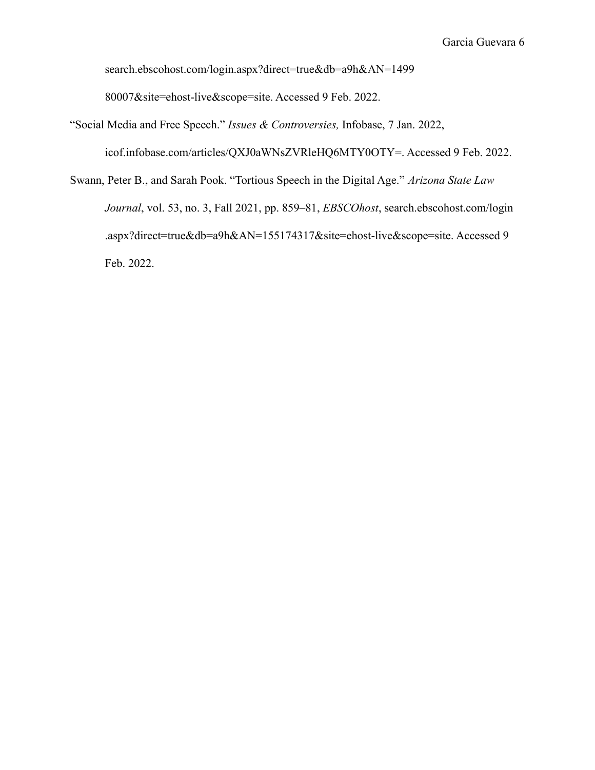search.ebscohost.com/login.aspx?direct=true&db=a9h&AN=149980007&site=ehost-live&scope=site. Accessed 9 Feb. 2022.

"Social Media and Free Speech." *Issues & Controversies,* Infobase, 7 Jan. 2022, icof.infobase.com/articles/QXJ0aWNsZVRleHQ6MTY0OTY=. Accessed 9 Feb. 2022.

Swann, Peter B., and Sarah Pook. "Tortious Speech in the Digital Age." *Arizona State Law Journal*, vol. 53, no. 3, Fall 2021, pp. 859–81, *EBSCOhost*, search.ebscohost.com/login.aspx?direct=true&db=a9h&AN=155174317&site=ehost-live&scope=site. Accessed 9 Feb. 2022.